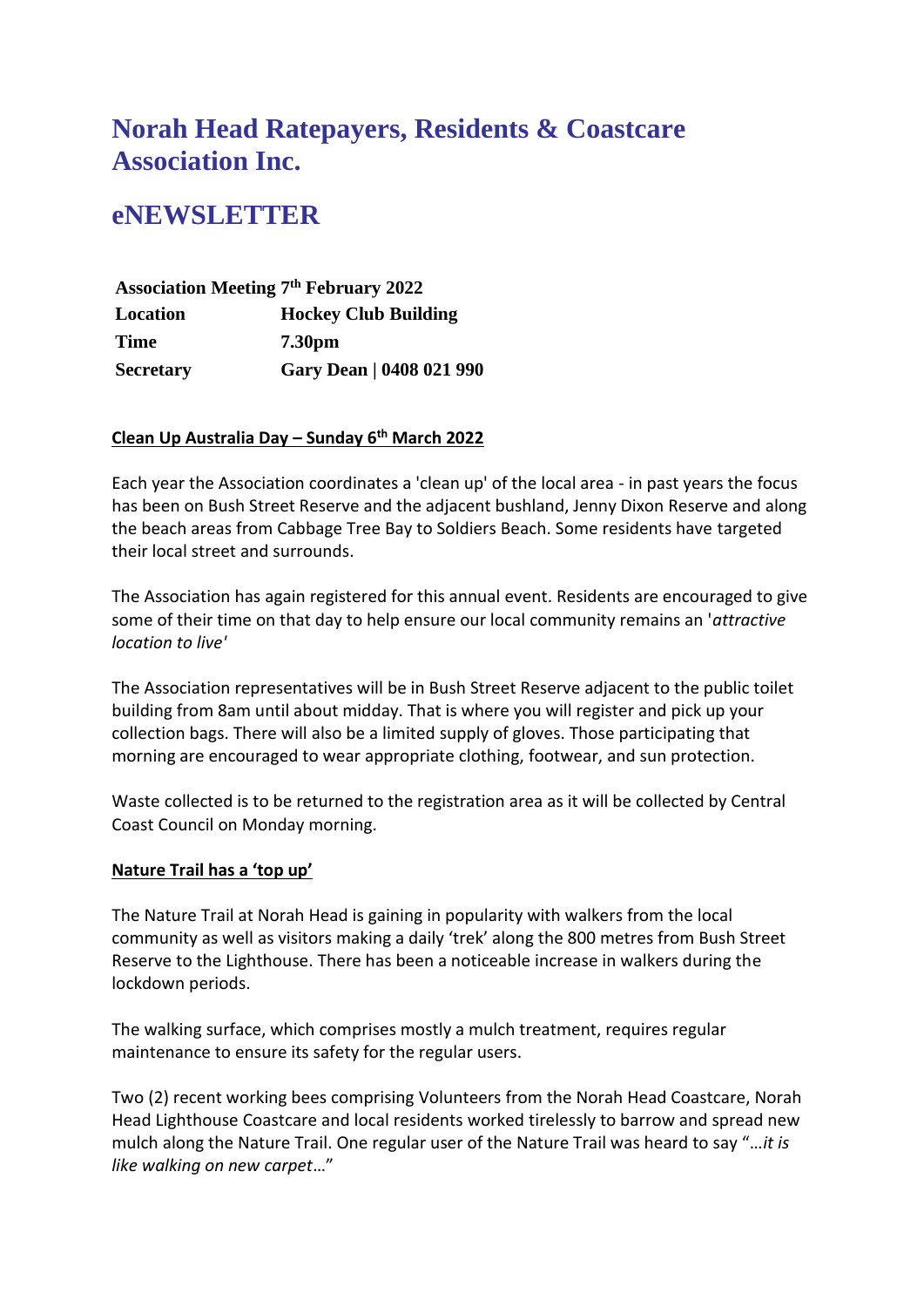# Norah Head Ratepayers, Residents & Coastcare Association Inc.

# eNEWSLETTER

| **Association Meeting 7th February 2022** | |
|---|---|
| **Location** | **Hockey Club Building** |
| **Time** | **7.30pm** |
| **Secretary** | **Gary Dean \| 0408 021 990** |

**Clean Up Australia Day – Sunday 6th March 2022**

Each year the Association coordinates a 'clean up' of the local area - in past years the focus has been on Bush Street Reserve and the adjacent bushland, Jenny Dixon Reserve and along the beach areas from Cabbage Tree Bay to Soldiers Beach. Some residents have targeted their local street and surrounds.

The Association has again registered for this annual event. Residents are encouraged to give some of their time on that day to help ensure our local community remains an '*attractive location to live'*

The Association representatives will be in Bush Street Reserve adjacent to the public toilet building from 8am until about midday. That is where you will register and pick up your collection bags. There will also be a limited supply of gloves. Those participating that morning are encouraged to wear appropriate clothing, footwear, and sun protection.

Waste collected is to be returned to the registration area as it will be collected by Central Coast Council on Monday morning.

**Nature Trail has a 'top up'**

The Nature Trail at Norah Head is gaining in popularity with walkers from the local community as well as visitors making a daily 'trek' along the 800 metres from Bush Street Reserve to the Lighthouse. There has been a noticeable increase in walkers during the lockdown periods.

The walking surface, which comprises mostly a mulch treatment, requires regular maintenance to ensure its safety for the regular users.

Two (2) recent working bees comprising Volunteers from the Norah Head Coastcare, Norah Head Lighthouse Coastcare and local residents worked tirelessly to barrow and spread new mulch along the Nature Trail. One regular user of the Nature Trail was heard to say "…*it is like walking on new carpet*…"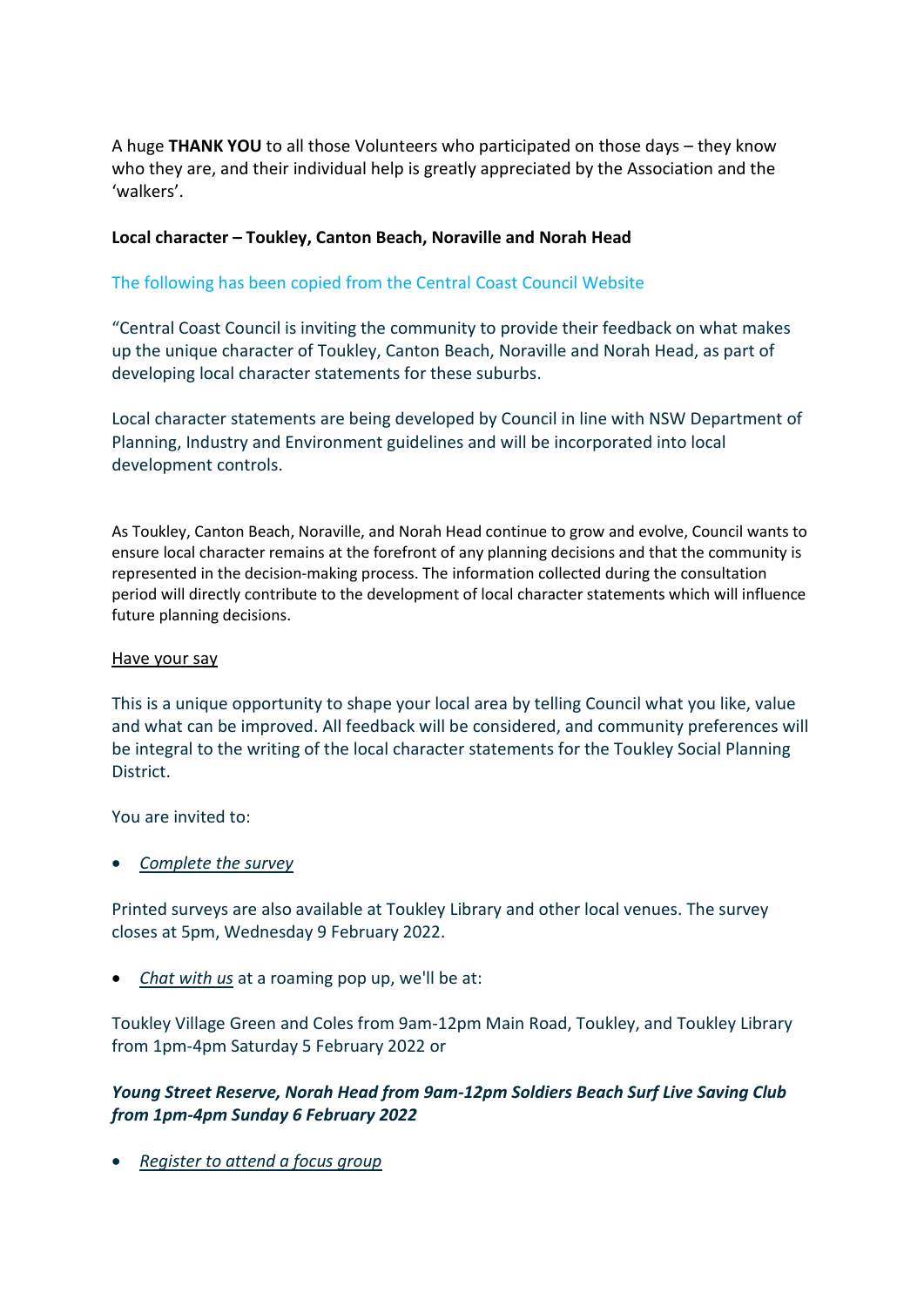A huge **THANK YOU** to all those Volunteers who participated on those days – they know who they are, and their individual help is greatly appreciated by the Association and the 'walkers'.

**Local character – Toukley, Canton Beach, Noraville and Norah Head**

The following has been copied from the Central Coast Council Website

"Central Coast Council is inviting the community to provide their feedback on what makes up the unique character of Toukley, Canton Beach, Noraville and Norah Head, as part of developing local character statements for these suburbs.

Local character statements are being developed by Council in line with NSW Department of Planning, Industry and Environment guidelines and will be incorporated into local development controls.

As Toukley, Canton Beach, Noraville, and Norah Head continue to grow and evolve, Council wants to ensure local character remains at the forefront of any planning decisions and that the community is represented in the decision-making process. The information collected during the consultation period will directly contribute to the development of local character statements which will influence future planning decisions.

<u>Have your say</u>

This is a unique opportunity to shape your local area by telling Council what you like, value and what can be improved. All feedback will be considered, and community preferences will be integral to the writing of the local character statements for the Toukley Social Planning District.

You are invited to:

- *<u>Complete the survey</u>*

Printed surveys are also available at Toukley Library and other local venues. The survey closes at 5pm, Wednesday 9 February 2022.

- *<u>Chat with us</u>* at a roaming pop up, we'll be at:

Toukley Village Green and Coles from 9am-12pm Main Road, Toukley, and Toukley Library from 1pm-4pm Saturday 5 February 2022 or

***Young Street Reserve, Norah Head from 9am-12pm Soldiers Beach Surf Live Saving Club from 1pm-4pm Sunday 6 February 2022***

- *<u>Register to attend a focus group</u>*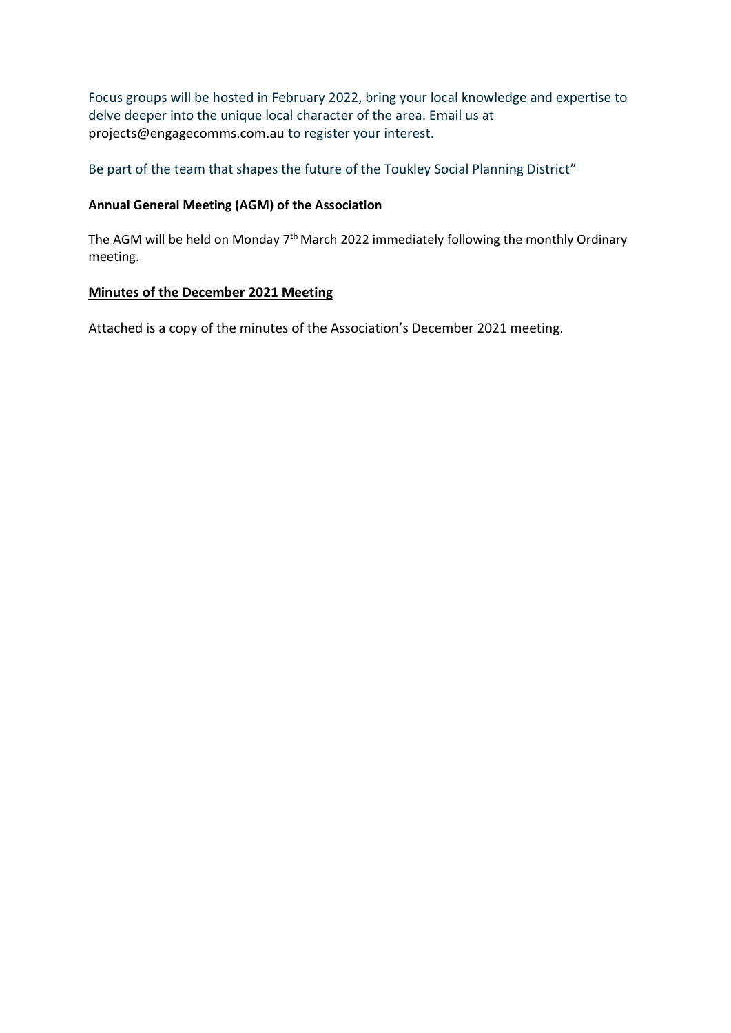Focus groups will be hosted in February 2022, bring your local knowledge and expertise to delve deeper into the unique local character of the area. Email us at projects@engagecomms.com.au to register your interest.

Be part of the team that shapes the future of the Toukley Social Planning District"

**Annual General Meeting (AGM) of the Association**

The AGM will be held on Monday 7th March 2022 immediately following the monthly Ordinary meeting.

**Minutes of the December 2021 Meeting**

Attached is a copy of the minutes of the Association's December 2021 meeting.